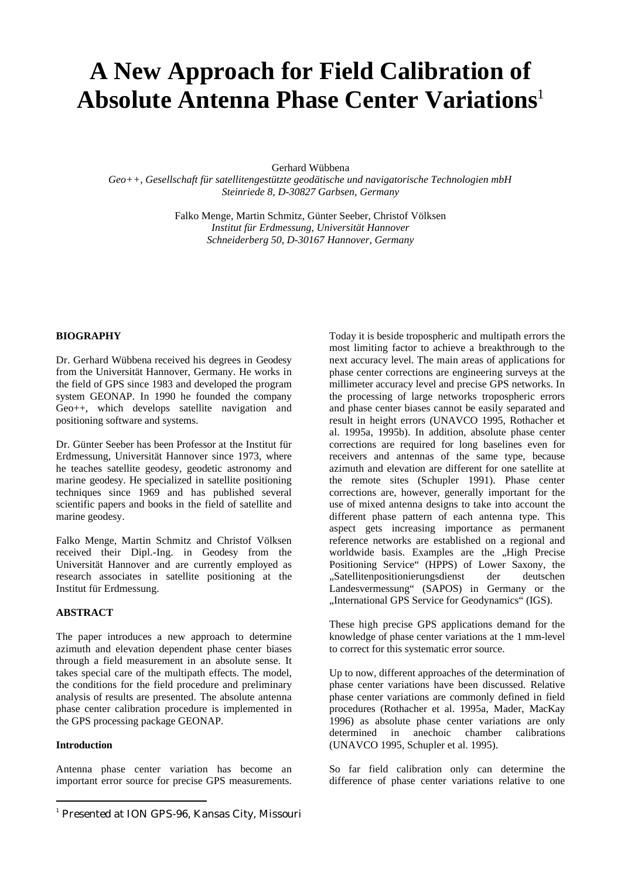# A New Approach for Field Calibration of Absolute Antenna Phase Center Variations[1]

Gerhard Wübbena
*Geo++, Gesellschaft für satellitengestützte geodätische und navigatorische Technologien mbH*
*Steinriede 8, D-30827 Garbsen, Germany*

Falko Menge, Martin Schmitz, Günter Seeber, Christof Völksen
*Institut für Erdmessung, Universität Hannover*
*Schneiderberg 50, D-30167 Hannover, Germany*

## BIOGRAPHY

Dr. Gerhard Wübbena received his degrees in Geodesy from the Universität Hannover, Germany. He works in the field of GPS since 1983 and developed the program system GEONAP. In 1990 he founded the company Geo++, which develops satellite navigation and positioning software and systems.

Dr. Günter Seeber has been Professor at the Institut für Erdmessung, Universität Hannover since 1973, where he teaches satellite geodesy, geodetic astronomy and marine geodesy. He specialized in satellite positioning techniques since 1969 and has published several scientific papers and books in the field of satellite and marine geodesy.

Falko Menge, Martin Schmitz and Christof Völksen received their Dipl.-Ing. in Geodesy from the Universität Hannover and are currently employed as research associates in satellite positioning at the Institut für Erdmessung.

## ABSTRACT

The paper introduces a new approach to determine azimuth and elevation dependent phase center biases through a field measurement in an absolute sense. It takes special care of the multipath effects. The model, the conditions for the field procedure and preliminary analysis of results are presented. The absolute antenna phase center calibration procedure is implemented in the GPS processing package GEONAP.

### Introduction

Antenna phase center variation has become an important error source for precise GPS measurements. Today it is beside tropospheric and multipath errors the most limiting factor to achieve a breakthrough to the next accuracy level. The main areas of applications for phase center corrections are engineering surveys at the millimeter accuracy level and precise GPS networks. In the processing of large networks tropospheric errors and phase center biases cannot be easily separated and result in height errors (UNAVCO 1995, Rothacher et al. 1995a, 1995b). In addition, absolute phase center corrections are required for long baselines even for receivers and antennas of the same type, because azimuth and elevation are different for one satellite at the remote sites (Schupler 1991). Phase center corrections are, however, generally important for the use of mixed antenna designs to take into account the different phase pattern of each antenna type. This aspect gets increasing importance as permanent reference networks are established on a regional and worldwide basis. Examples are the „High Precise Positioning Service“ (HPPS) of Lower Saxony, the „Satellitenpositionierungsdienst der deutschen Landesvermessung“ (SAPOS) in Germany or the „International GPS Service for Geodynamics“ (IGS).

These high precise GPS applications demand for the knowledge of phase center variations at the 1 mm-level to correct for this systematic error source.

Up to now, different approaches of the determination of phase center variations have been discussed. Relative phase center variations are commonly defined in field procedures (Rothacher et al. 1995a, Mader, MacKay 1996) as absolute phase center variations are only determined in anechoic chamber calibrations (UNAVCO 1995, Schupler et al. 1995).

So far field calibration only can determine the difference of phase center variations relative to one

[1] Presented at ION GPS-96, Kansas City, Missouri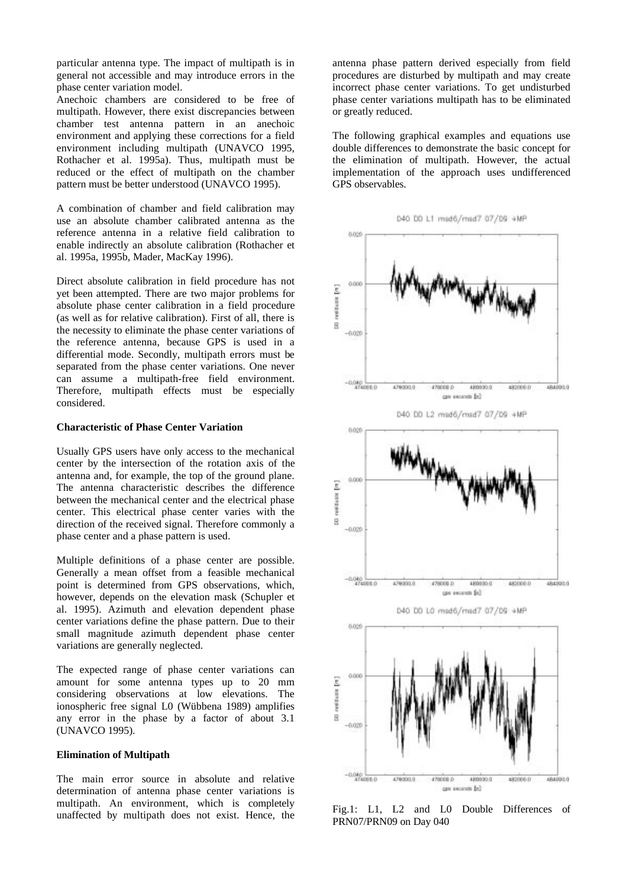particular antenna type. The impact of multipath is in general not accessible and may introduce errors in the phase center variation model.

Anechoic chambers are considered to be free of multipath. However, there exist discrepancies between chamber test antenna pattern in an anechoic environment and applying these corrections for a field environment including multipath (UNAVCO 1995, Rothacher et al. 1995a). Thus, multipath must be reduced or the effect of multipath on the chamber pattern must be better understood (UNAVCO 1995).

A combination of chamber and field calibration may use an absolute chamber calibrated antenna as the reference antenna in a relative field calibration to enable indirectly an absolute calibration (Rothacher et al. 1995a, 1995b, Mader, MacKay 1996).

Direct absolute calibration in field procedure has not yet been attempted. There are two major problems for absolute phase center calibration in a field procedure (as well as for relative calibration). First of all, there is the necessity to eliminate the phase center variations of the reference antenna, because GPS is used in a differential mode. Secondly, multipath errors must be separated from the phase center variations. One never can assume a multipath-free field environment. Therefore, multipath effects must be especially considered.

**Characteristic of Phase Center Variation**

Usually GPS users have only access to the mechanical center by the intersection of the rotation axis of the antenna and, for example, the top of the ground plane. The antenna characteristic describes the difference between the mechanical center and the electrical phase center. This electrical phase center varies with the direction of the received signal. Therefore commonly a phase center and a phase pattern is used.

Multiple definitions of a phase center are possible. Generally a mean offset from a feasible mechanical point is determined from GPS observations, which, however, depends on the elevation mask (Schupler et al. 1995). Azimuth and elevation dependent phase center variations define the phase pattern. Due to their small magnitude azimuth dependent phase center variations are generally neglected.

The expected range of phase center variations can amount for some antenna types up to 20 mm considering observations at low elevations. The ionospheric free signal L0 (Wübbena 1989) amplifies any error in the phase by a factor of about 3.1 (UNAVCO 1995).

**Elimination of Multipath**

The main error source in absolute and relative determination of antenna phase center variations is multipath. An environment, which is completely unaffected by multipath does not exist. Hence, the antenna phase pattern derived especially from field procedures are disturbed by multipath and may create incorrect phase center variations. To get undisturbed phase center variations multipath has to be eliminated or greatly reduced.

The following graphical examples and equations use double differences to demonstrate the basic concept for the elimination of multipath. However, the actual implementation of the approach uses undifferenced GPS observables.

Fig.1: L1, L2 and L0 Double Differences of PRN07/PRN09 on Day 040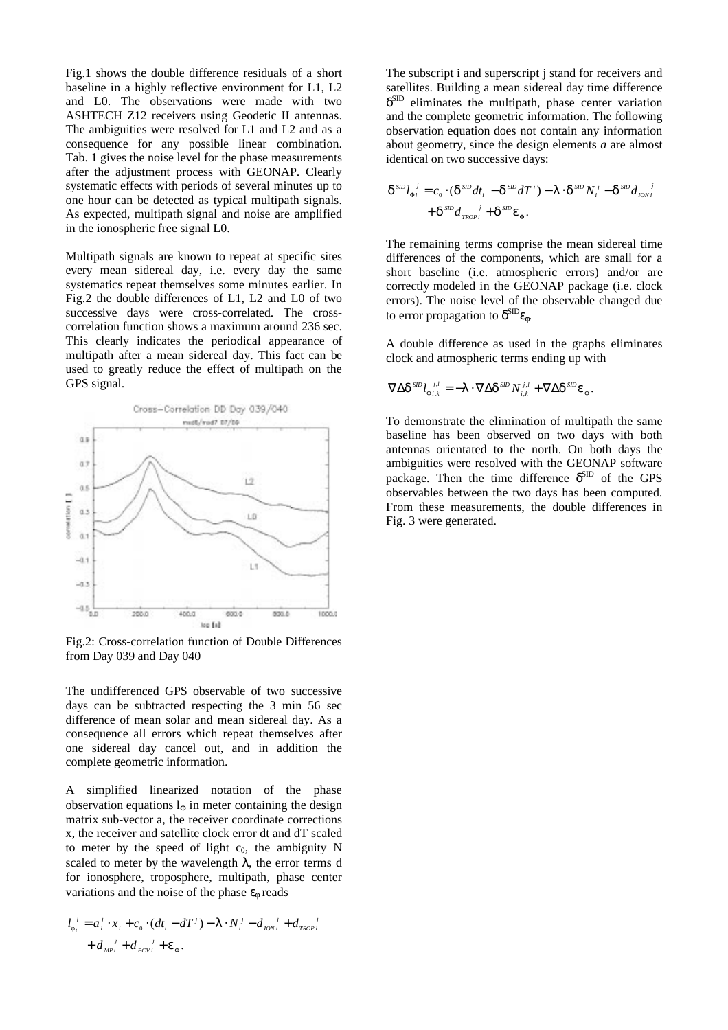Fig.1 shows the double difference residuals of a short baseline in a highly reflective environment for L1, L2 and L0. The observations were made with two ASHTECH Z12 receivers using Geodetic II antennas. The ambiguities were resolved for L1 and L2 and as a consequence for any possible linear combination. Tab. 1 gives the noise level for the phase measurements after the adjustment process with GEONAP. Clearly systematic effects with periods of several minutes up to one hour can be detected as typical multipath signals. As expected, multipath signal and noise are amplified in the ionospheric free signal L0.

Multipath signals are known to repeat at specific sites every mean sidereal day, i.e. every day the same systematics repeat themselves some minutes earlier. In Fig.2 the double differences of L1, L2 and L0 of two successive days were cross-correlated. The cross-correlation function shows a maximum around 236 sec. This clearly indicates the periodical appearance of multipath after a mean sidereal day. This fact can be used to greatly reduce the effect of multipath on the GPS signal.

Fig.2: Cross-correlation function of Double Differences from Day 039 and Day 040

The undifferenced GPS observable of two successive days can be subtracted respecting the 3 min 56 sec difference of mean solar and mean sidereal day. As a consequence all errors which repeat themselves after one sidereal day cancel out, and in addition the complete geometric information.

A simplified linearized notation of the phase observation equations $l_\Phi$ in meter containing the design matrix sub-vector a, the receiver coordinate corrections x, the receiver and satellite clock error dt and dT scaled to meter by the speed of light $c_0$, the ambiguity N scaled to meter by the wavelength $\lambda$, the error terms d for ionosphere, troposphere, multipath, phase center variations and the noise of the phase $\varepsilon_\Phi$ reads

$$l_{\Phi_i}^{\ j} = \underline{a}_i^{\ j} \cdot \underline{x}_i + c_0 \cdot (dt_i - dT^j) - \lambda \cdot N_i^{\ j} - d_{ION\,i}^{\ \ j} + d_{TROP\,i}^{\ \ j} + d_{MP\,i}^{\ \ j} + d_{PCV\,i}^{\ \ j} + \varepsilon_\Phi .$$

The subscript i and superscript j stand for receivers and satellites. Building a mean sidereal day time difference $\delta^{SID}$ eliminates the multipath, phase center variation and the complete geometric information. The following observation equation does not contain any information about geometry, since the design elements *a* are almost identical on two successive days:

$$\delta^{SID} l_{\Phi_i}^{\ j} = c_0 \cdot (\delta^{SID} dt_i - \delta^{SID} dT^j) - \lambda \cdot \delta^{SID} N_i^{\ j} - \delta^{SID} d_{ION\,i}^{\ \ j} + \delta^{SID} d_{TROP\,i}^{\ \ j} + \delta^{SID} \varepsilon_\Phi .$$

The remaining terms comprise the mean sidereal time differences of the components, which are small for a short baseline (i.e. atmospheric errors) and/or are correctly modeled in the GEONAP package (i.e. clock errors). The noise level of the observable changed due to error propagation to $\delta^{SID}\varepsilon_\Phi$.

A double difference as used in the graphs eliminates clock and atmospheric terms ending up with

$$\nabla\Delta\delta^{SID} l_{\Phi\,i,k}^{\ \ j,l} = -\lambda \cdot \nabla\Delta\delta^{SID} N_{i,k}^{\ j,l} + \nabla\Delta\delta^{SID} \varepsilon_\Phi .$$

To demonstrate the elimination of multipath the same baseline has been observed on two days with both antennas orientated to the north. On both days the ambiguities were resolved with the GEONAP software package. Then the time difference $\delta^{SID}$ of the GPS observables between the two days has been computed. From these measurements, the double differences in Fig. 3 were generated.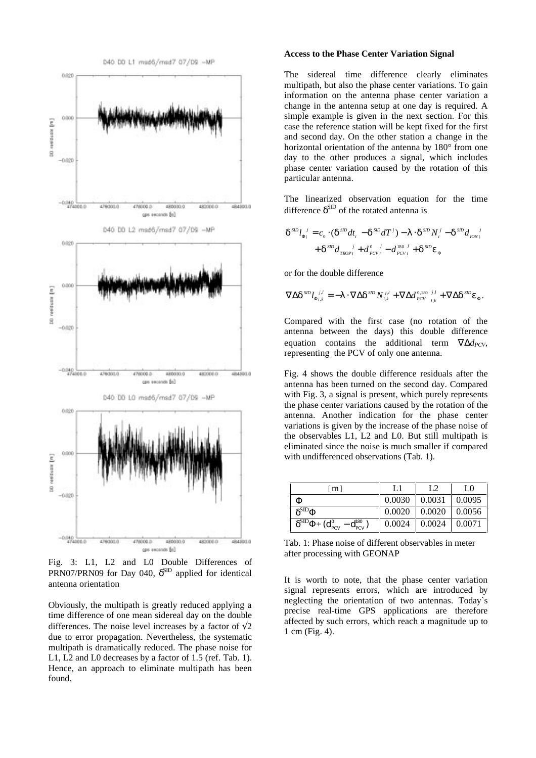Fig. 3: L1, L2 and L0 Double Differences of PRN07/PRN09 for Day 040, $\delta^{SID}$ applied for identical antenna orientation

Obviously, the multipath is greatly reduced applying a time difference of one mean sidereal day on the double differences. The noise level increases by a factor of √2 due to error propagation. Nevertheless, the systematic multipath is dramatically reduced. The phase noise for L1, L2 and L0 decreases by a factor of 1.5 (ref. Tab. 1). Hence, an approach to eliminate multipath has been found.

**Access to the Phase Center Variation Signal**

The sidereal time difference clearly eliminates multipath, but also the phase center variations. To gain information on the antenna phase center variation a change in the antenna setup at one day is required. A simple example is given in the next section. For this case the reference station will be kept fixed for the first and second day. On the other station a change in the horizontal orientation of the antenna by 180° from one day to the other produces a signal, which includes phase center variation caused by the rotation of this particular antenna.

The linearized observation equation for the time difference $\delta^{SID}$ of the rotated antenna is

$$\delta^{SID} l_{\Phi_i}^{\,j} = c_0 \cdot (\delta^{SID} dt_i - \delta^{SID} dT^j) - \lambda \cdot \delta^{SID} N_i^j - \delta^{SID} d_{ION\,i}^{\;j} + \delta^{SID} d_{TROP\,i}^{\;j} + d_{PCV\,i}^{0\;j} - d_{PCV\,i}^{180\;j} + \delta^{SID} \varepsilon_{\Phi}$$

or for the double difference

$$\nabla\Delta\delta^{SID} l_{\Phi_{i,k}}^{\,j,l} = -\lambda \cdot \nabla\Delta\delta^{SID} N_{i,k}^{j,l} + \nabla\Delta d_{PCV\;\;i,k}^{0,180\;\,j,l} + \nabla\Delta\delta^{SID} \varepsilon_{\Phi}.$$

Compared with the first case (no rotation of the antenna between the days) this double difference equation contains the additional term $\nabla\Delta d_{PCV}$, representing the PCV of only one antenna.

Fig. 4 shows the double difference residuals after the antenna has been turned on the second day. Compared with Fig. 3, a signal is present, which purely represents the phase center variations caused by the rotation of the antenna. Another indication for the phase center variations is given by the increase of the phase noise of the observables L1, L2 and L0. But still multipath is eliminated since the noise is much smaller if compared with undifferenced observations (Tab. 1).

| [m] | L1 | L2 | L0 |
|---|---|---|---|
| $\Phi$ | 0.0030 | 0.0031 | 0.0095 |
| $\delta^{SID}\Phi$ | 0.0020 | 0.0020 | 0.0056 |
| $\delta^{SID}\Phi + (d_{PCV}^{0} - d_{PCV}^{180})$ | 0.0024 | 0.0024 | 0.0071 |

Tab. 1: Phase noise of different observables in meter after processing with GEONAP

It is worth to note, that the phase center variation signal represents errors, which are introduced by neglecting the orientation of two antennas. Today`s precise real-time GPS applications are therefore affected by such errors, which reach a magnitude up to 1 cm (Fig. 4).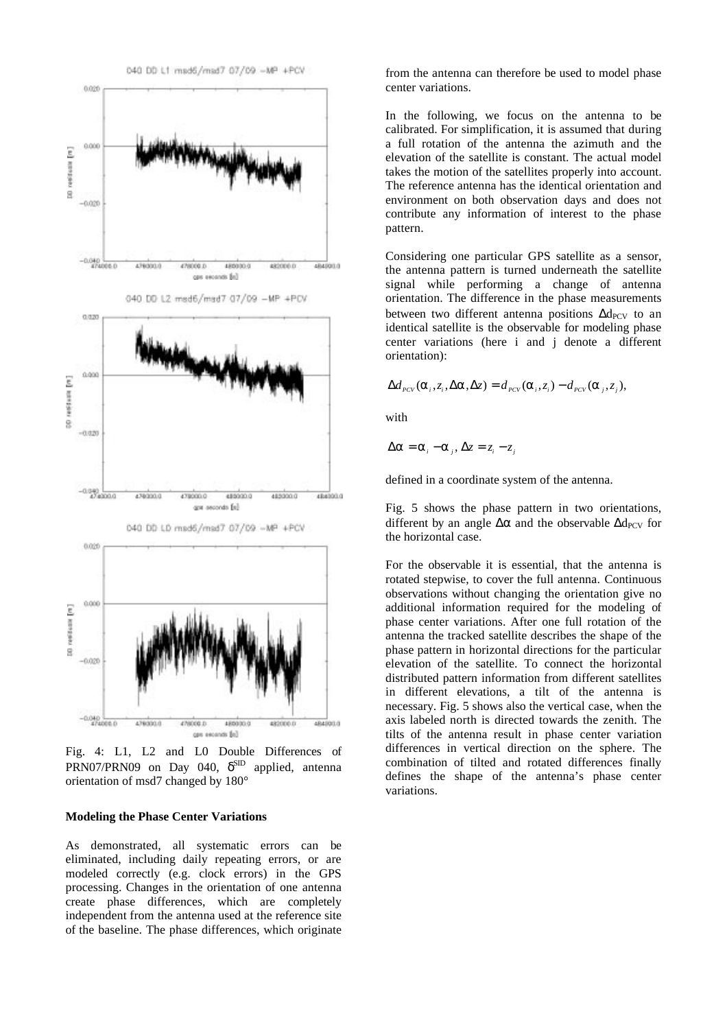Fig. 4: L1, L2 and L0 Double Differences of PRN07/PRN09 on Day 040, $\delta^{SID}$ applied, antenna orientation of msd7 changed by 180°

### Modeling the Phase Center Variations

As demonstrated, all systematic errors can be eliminated, including daily repeating errors, or are modeled correctly (e.g. clock errors) in the GPS processing. Changes in the orientation of one antenna create phase differences, which are completely independent from the antenna used at the reference site of the baseline. The phase differences, which originate from the antenna can therefore be used to model phase center variations.

In the following, we focus on the antenna to be calibrated. For simplification, it is assumed that during a full rotation of the antenna the azimuth and the elevation of the satellite is constant. The actual model takes the motion of the satellites properly into account. The reference antenna has the identical orientation and environment on both observation days and does not contribute any information of interest to the phase pattern.

Considering one particular GPS satellite as a sensor, the antenna pattern is turned underneath the satellite signal while performing a change of antenna orientation. The difference in the phase measurements between two different antenna positions $\Delta d_{PCV}$ to an identical satellite is the observable for modeling phase center variations (here i and j denote a different orientation):

$$\Delta d_{PCV}(\alpha_i, z_i, \Delta\alpha, \Delta z) = d_{PCV}(\alpha_i, z_i) - d_{PCV}(\alpha_j, z_j),$$

with

$$\Delta\alpha = \alpha_i - \alpha_j,\ \Delta z = z_i - z_j$$

defined in a coordinate system of the antenna.

Fig. 5 shows the phase pattern in two orientations, different by an angle $\Delta\alpha$ and the observable $\Delta d_{PCV}$ for the horizontal case.

For the observable it is essential, that the antenna is rotated stepwise, to cover the full antenna. Continuous observations without changing the orientation give no additional information required for the modeling of phase center variations. After one full rotation of the antenna the tracked satellite describes the shape of the phase pattern in horizontal directions for the particular elevation of the satellite. To connect the horizontal distributed pattern information from different satellites in different elevations, a tilt of the antenna is necessary. Fig. 5 shows also the vertical case, when the axis labeled north is directed towards the zenith. The tilts of the antenna result in phase center variation differences in vertical direction on the sphere. The combination of tilted and rotated differences finally defines the shape of the antenna's phase center variations.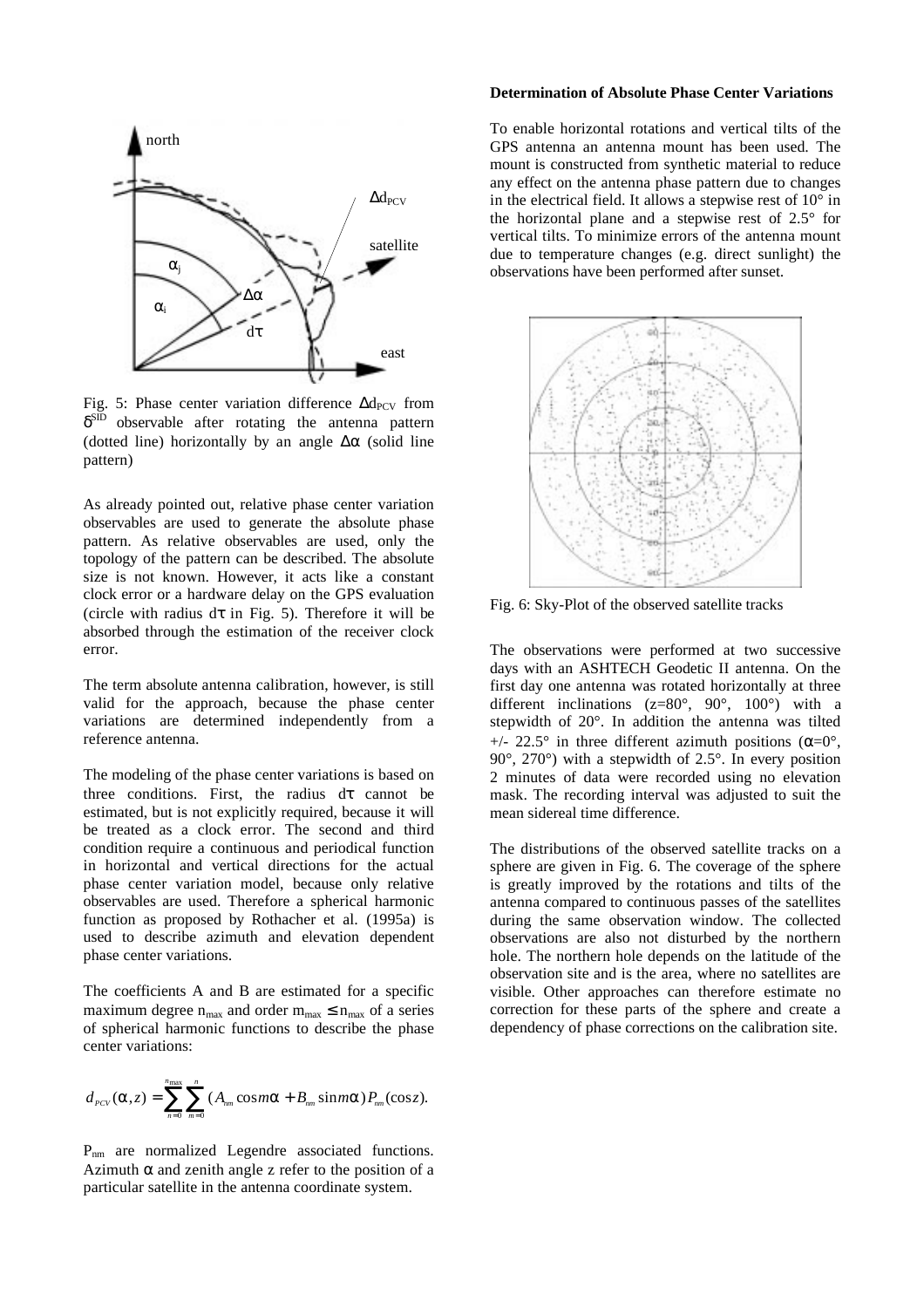Fig. 5: Phase center variation difference $\Delta d_{PCV}$ from $\delta^{SID}$ observable after rotating the antenna pattern (dotted line) horizontally by an angle $\Delta\alpha$ (solid line pattern)

As already pointed out, relative phase center variation observables are used to generate the absolute phase pattern. As relative observables are used, only the topology of the pattern can be described. The absolute size is not known. However, it acts like a constant clock error or a hardware delay on the GPS evaluation (circle with radius $d\tau$ in Fig. 5). Therefore it will be absorbed through the estimation of the receiver clock error.

The term absolute antenna calibration, however, is still valid for the approach, because the phase center variations are determined independently from a reference antenna.

The modeling of the phase center variations is based on three conditions. First, the radius $d\tau$ cannot be estimated, but is not explicitly required, because it will be treated as a clock error. The second and third condition require a continuous and periodical function in horizontal and vertical directions for the actual phase center variation model, because only relative observables are used. Therefore a spherical harmonic function as proposed by Rothacher et al. (1995a) is used to describe azimuth and elevation dependent phase center variations.

The coefficients A and B are estimated for a specific maximum degree $n_{max}$ and order $m_{max} \leq n_{max}$ of a series of spherical harmonic functions to describe the phase center variations:

$$d_{PCV}(\alpha, z) = \sum_{n=0}^{n_{max}} \sum_{m=0}^{n} (A_{nm} \cos m\alpha + B_{nm} \sin m\alpha) P_{nm}(\cos z).$$

$P_{nm}$ are normalized Legendre associated functions. Azimuth $\alpha$ and zenith angle z refer to the position of a particular satellite in the antenna coordinate system.

**Determination of Absolute Phase Center Variations**

To enable horizontal rotations and vertical tilts of the GPS antenna an antenna mount has been used. The mount is constructed from synthetic material to reduce any effect on the antenna phase pattern due to changes in the electrical field. It allows a stepwise rest of 10° in the horizontal plane and a stepwise rest of 2.5° for vertical tilts. To minimize errors of the antenna mount due to temperature changes (e.g. direct sunlight) the observations have been performed after sunset.

Fig. 6: Sky-Plot of the observed satellite tracks

The observations were performed at two successive days with an ASHTECH Geodetic II antenna. On the first day one antenna was rotated horizontally at three different inclinations (z=80°, 90°, 100°) with a stepwidth of 20°. In addition the antenna was tilted +/- 22.5° in three different azimuth positions ($\alpha$=0°, 90°, 270°) with a stepwidth of 2.5°. In every position 2 minutes of data were recorded using no elevation mask. The recording interval was adjusted to suit the mean sidereal time difference.

The distributions of the observed satellite tracks on a sphere are given in Fig. 6. The coverage of the sphere is greatly improved by the rotations and tilts of the antenna compared to continuous passes of the satellites during the same observation window. The collected observations are also not disturbed by the northern hole. The northern hole depends on the latitude of the observation site and is the area, where no satellites are visible. Other approaches can therefore estimate no correction for these parts of the sphere and create a dependency of phase corrections on the calibration site.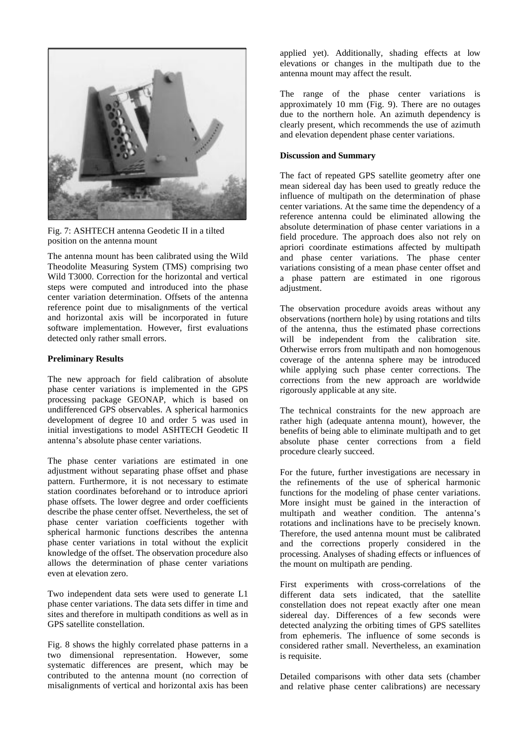Fig. 7: ASHTECH antenna Geodetic II in a tilted position on the antenna mount

The antenna mount has been calibrated using the Wild Theodolite Measuring System (TMS) comprising two Wild T3000. Correction for the horizontal and vertical steps were computed and introduced into the phase center variation determination. Offsets of the antenna reference point due to misalignments of the vertical and horizontal axis will be incorporated in future software implementation. However, first evaluations detected only rather small errors.

**Preliminary Results**

The new approach for field calibration of absolute phase center variations is implemented in the GPS processing package GEONAP, which is based on undifferenced GPS observables. A spherical harmonics development of degree 10 and order 5 was used in initial investigations to model ASHTECH Geodetic II antenna's absolute phase center variations.

The phase center variations are estimated in one adjustment without separating phase offset and phase pattern. Furthermore, it is not necessary to estimate station coordinates beforehand or to introduce apriori phase offsets. The lower degree and order coefficients describe the phase center offset. Nevertheless, the set of phase center variation coefficients together with spherical harmonic functions describes the antenna phase center variations in total without the explicit knowledge of the offset. The observation procedure also allows the determination of phase center variations even at elevation zero.

Two independent data sets were used to generate L1 phase center variations. The data sets differ in time and sites and therefore in multipath conditions as well as in GPS satellite constellation.

Fig. 8 shows the highly correlated phase patterns in a two dimensional representation. However, some systematic differences are present, which may be contributed to the antenna mount (no correction of misalignments of vertical and horizontal axis has been applied yet). Additionally, shading effects at low elevations or changes in the multipath due to the antenna mount may affect the result.

The range of the phase center variations is approximately 10 mm (Fig. 9). There are no outages due to the northern hole. An azimuth dependency is clearly present, which recommends the use of azimuth and elevation dependent phase center variations.

**Discussion and Summary**

The fact of repeated GPS satellite geometry after one mean sidereal day has been used to greatly reduce the influence of multipath on the determination of phase center variations. At the same time the dependency of a reference antenna could be eliminated allowing the absolute determination of phase center variations in a field procedure. The approach does also not rely on apriori coordinate estimations affected by multipath and phase center variations. The phase center variations consisting of a mean phase center offset and a phase pattern are estimated in one rigorous adjustment.

The observation procedure avoids areas without any observations (northern hole) by using rotations and tilts of the antenna, thus the estimated phase corrections will be independent from the calibration site. Otherwise errors from multipath and non homogenous coverage of the antenna sphere may be introduced while applying such phase center corrections. The corrections from the new approach are worldwide rigorously applicable at any site.

The technical constraints for the new approach are rather high (adequate antenna mount), however, the benefits of being able to eliminate multipath and to get absolute phase center corrections from a field procedure clearly succeed.

For the future, further investigations are necessary in the refinements of the use of spherical harmonic functions for the modeling of phase center variations. More insight must be gained in the interaction of multipath and weather condition. The antenna's rotations and inclinations have to be precisely known. Therefore, the used antenna mount must be calibrated and the corrections properly considered in the processing. Analyses of shading effects or influences of the mount on multipath are pending.

First experiments with cross-correlations of the different data sets indicated, that the satellite constellation does not repeat exactly after one mean sidereal day. Differences of a few seconds were detected analyzing the orbiting times of GPS satellites from ephemeris. The influence of some seconds is considered rather small. Nevertheless, an examination is requisite.

Detailed comparisons with other data sets (chamber and relative phase center calibrations) are necessary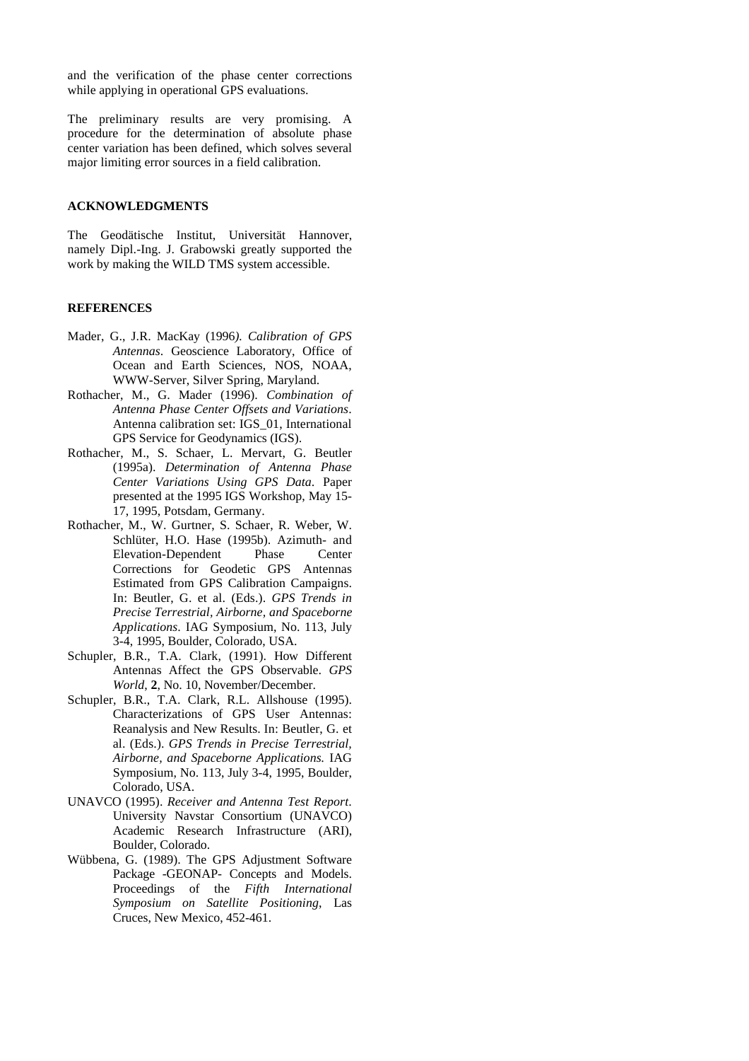and the verification of the phase center corrections while applying in operational GPS evaluations.

The preliminary results are very promising. A procedure for the determination of absolute phase center variation has been defined, which solves several major limiting error sources in a field calibration.

## ACKNOWLEDGMENTS

The Geodätische Institut, Universität Hannover, namely Dipl.-Ing. J. Grabowski greatly supported the work by making the WILD TMS system accessible.

## REFERENCES

Mader, G., J.R. MacKay (1996). *Calibration of GPS Antennas*. Geoscience Laboratory, Office of Ocean and Earth Sciences, NOS, NOAA, WWW-Server, Silver Spring, Maryland.

Rothacher, M., G. Mader (1996). *Combination of Antenna Phase Center Offsets and Variations*. Antenna calibration set: IGS_01, International GPS Service for Geodynamics (IGS).

Rothacher, M., S. Schaer, L. Mervart, G. Beutler (1995a). *Determination of Antenna Phase Center Variations Using GPS Data*. Paper presented at the 1995 IGS Workshop, May 15-17, 1995, Potsdam, Germany.

Rothacher, M., W. Gurtner, S. Schaer, R. Weber, W. Schlüter, H.O. Hase (1995b). Azimuth- and Elevation-Dependent Phase Center Corrections for Geodetic GPS Antennas Estimated from GPS Calibration Campaigns. In: Beutler, G. et al. (Eds.). *GPS Trends in Precise Terrestrial, Airborne, and Spaceborne Applications*. IAG Symposium, No. 113, July 3-4, 1995, Boulder, Colorado, USA.

Schupler, B.R., T.A. Clark, (1991). How Different Antennas Affect the GPS Observable. *GPS World*, **2**, No. 10, November/December.

Schupler, B.R., T.A. Clark, R.L. Allshouse (1995). Characterizations of GPS User Antennas: Reanalysis and New Results. In: Beutler, G. et al. (Eds.). *GPS Trends in Precise Terrestrial, Airborne, and Spaceborne Applications.* IAG Symposium, No. 113, July 3-4, 1995, Boulder, Colorado, USA.

UNAVCO (1995). *Receiver and Antenna Test Report*. University Navstar Consortium (UNAVCO) Academic Research Infrastructure (ARI), Boulder, Colorado.

Wübbena, G. (1989). The GPS Adjustment Software Package -GEONAP- Concepts and Models. Proceedings of the *Fifth International Symposium on Satellite Positioning*, Las Cruces, New Mexico, 452-461.